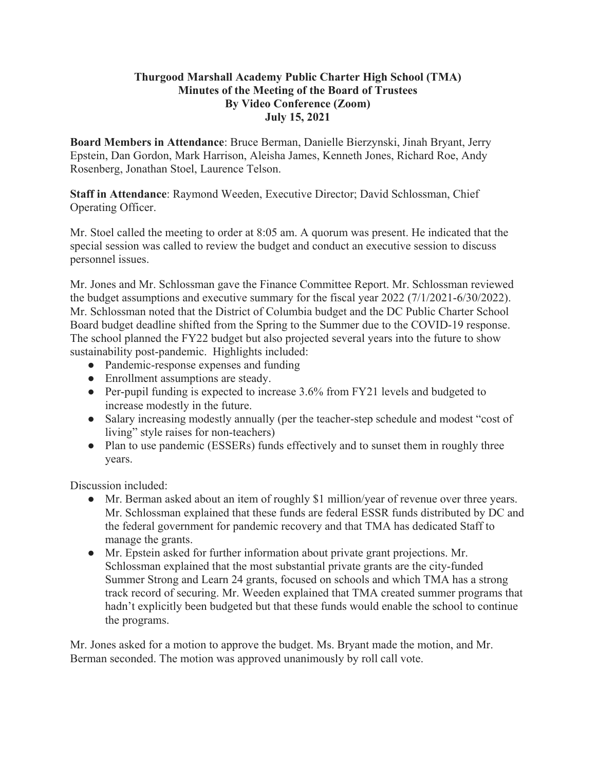**Thurgood Marshall Academy Public Charter High School (TMA)**
**Minutes of the Meeting of the Board of Trustees**
**By Video Conference (Zoom)**
**July 15, 2021**

**Board Members in Attendance**: Bruce Berman, Danielle Bierzynski, Jinah Bryant, Jerry Epstein, Dan Gordon, Mark Harrison, Aleisha James, Kenneth Jones, Richard Roe, Andy Rosenberg, Jonathan Stoel, Laurence Telson.

**Staff in Attendance**: Raymond Weeden, Executive Director; David Schlossman, Chief Operating Officer.

Mr. Stoel called the meeting to order at 8:05 am. A quorum was present. He indicated that the special session was called to review the budget and conduct an executive session to discuss personnel issues.

Mr. Jones and Mr. Schlossman gave the Finance Committee Report. Mr. Schlossman reviewed the budget assumptions and executive summary for the fiscal year 2022 (7/1/2021-6/30/2022). Mr. Schlossman noted that the District of Columbia budget and the DC Public Charter School Board budget deadline shifted from the Spring to the Summer due to the COVID-19 response. The school planned the FY22 budget but also projected several years into the future to show sustainability post-pandemic. Highlights included:

- Pandemic-response expenses and funding
- Enrollment assumptions are steady.
- Per-pupil funding is expected to increase 3.6% from FY21 levels and budgeted to increase modestly in the future.
- Salary increasing modestly annually (per the teacher-step schedule and modest "cost of living" style raises for non-teachers)
- Plan to use pandemic (ESSERs) funds effectively and to sunset them in roughly three years.

Discussion included:

- Mr. Berman asked about an item of roughly $1 million/year of revenue over three years. Mr. Schlossman explained that these funds are federal ESSR funds distributed by DC and the federal government for pandemic recovery and that TMA has dedicated Staff to manage the grants.
- Mr. Epstein asked for further information about private grant projections. Mr. Schlossman explained that the most substantial private grants are the city-funded Summer Strong and Learn 24 grants, focused on schools and which TMA has a strong track record of securing. Mr. Weeden explained that TMA created summer programs that hadn't explicitly been budgeted but that these funds would enable the school to continue the programs.

Mr. Jones asked for a motion to approve the budget. Ms. Bryant made the motion, and Mr. Berman seconded. The motion was approved unanimously by roll call vote.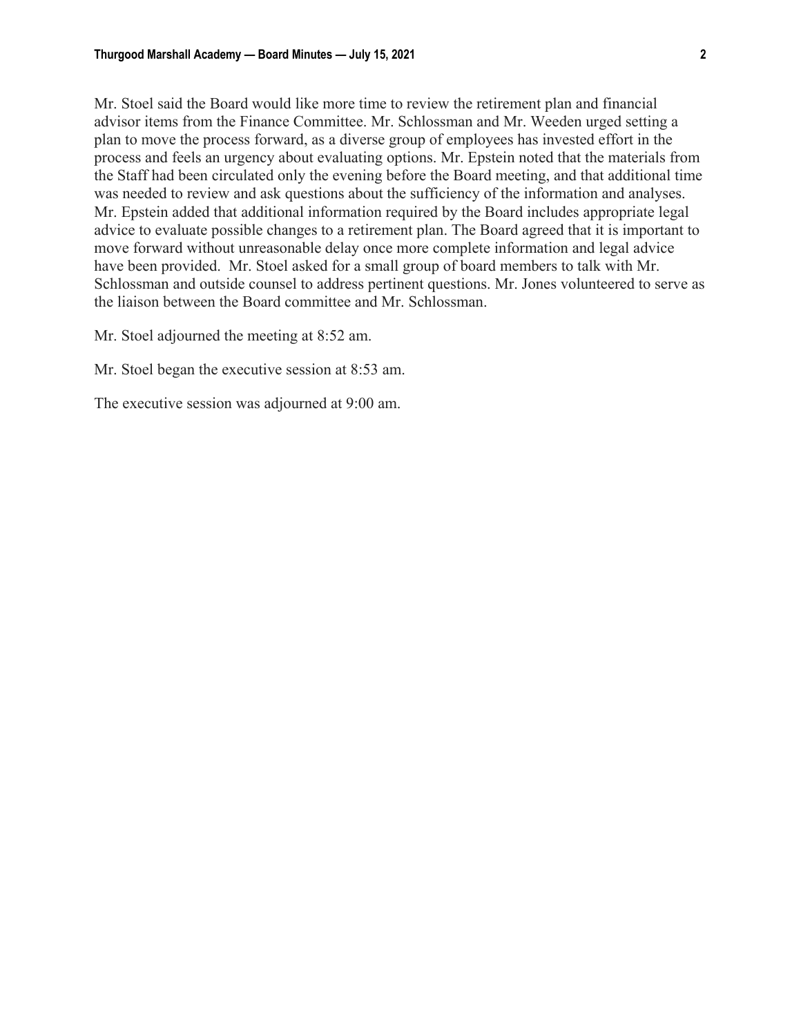Mr. Stoel said the Board would like more time to review the retirement plan and financial advisor items from the Finance Committee. Mr. Schlossman and Mr. Weeden urged setting a plan to move the process forward, as a diverse group of employees has invested effort in the process and feels an urgency about evaluating options. Mr. Epstein noted that the materials from the Staff had been circulated only the evening before the Board meeting, and that additional time was needed to review and ask questions about the sufficiency of the information and analyses. Mr. Epstein added that additional information required by the Board includes appropriate legal advice to evaluate possible changes to a retirement plan. The Board agreed that it is important to move forward without unreasonable delay once more complete information and legal advice have been provided. Mr. Stoel asked for a small group of board members to talk with Mr. Schlossman and outside counsel to address pertinent questions. Mr. Jones volunteered to serve as the liaison between the Board committee and Mr. Schlossman.

Mr. Stoel adjourned the meeting at 8:52 am.

Mr. Stoel began the executive session at 8:53 am.

The executive session was adjourned at 9:00 am.